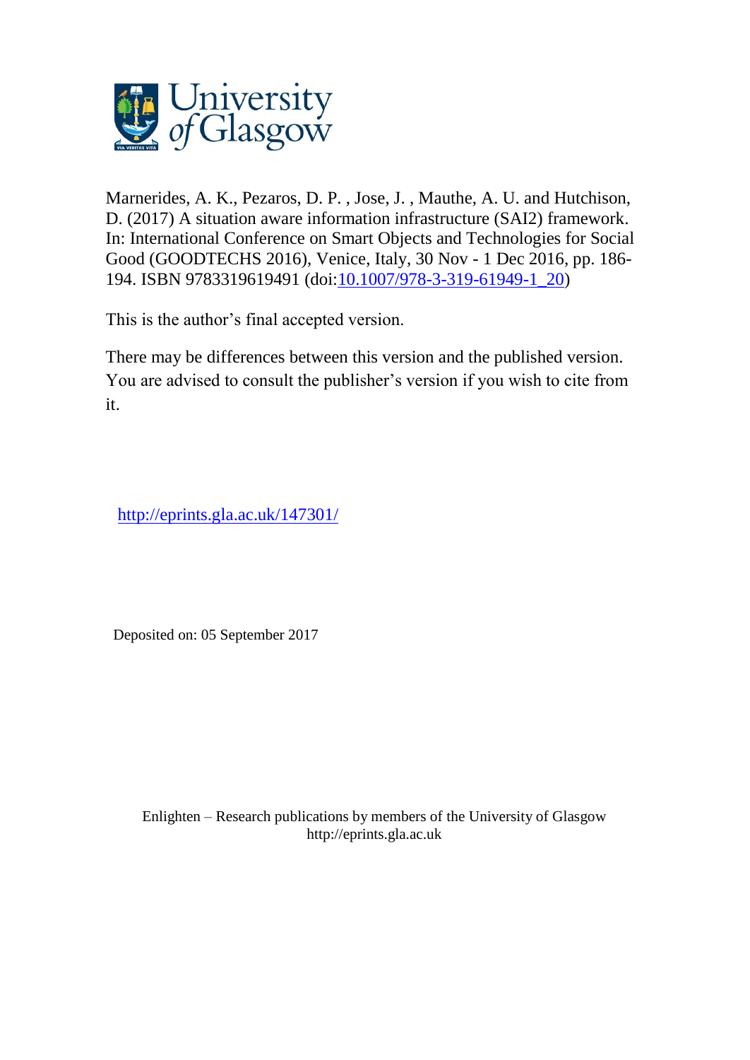Marnerides, A. K., Pezaros, D. P. , Jose, J. , Mauthe, A. U. and Hutchison, D. (2017) A situation aware information infrastructure (SAI2) framework. In: International Conference on Smart Objects and Technologies for Social Good (GOODTECHS 2016), Venice, Italy, 30 Nov - 1 Dec 2016, pp. 186-194. ISBN 9783319619491 (doi:[10.1007/978-3-319-61949-1_20](https://doi.org/10.1007/978-3-319-61949-1_20))

This is the author's final accepted version.

There may be differences between this version and the published version. You are advised to consult the publisher's version if you wish to cite from it.

http://eprints.gla.ac.uk/147301/

Deposited on: 05 September 2017

Enlighten – Research publications by members of the University of Glasgow
http://eprints.gla.ac.uk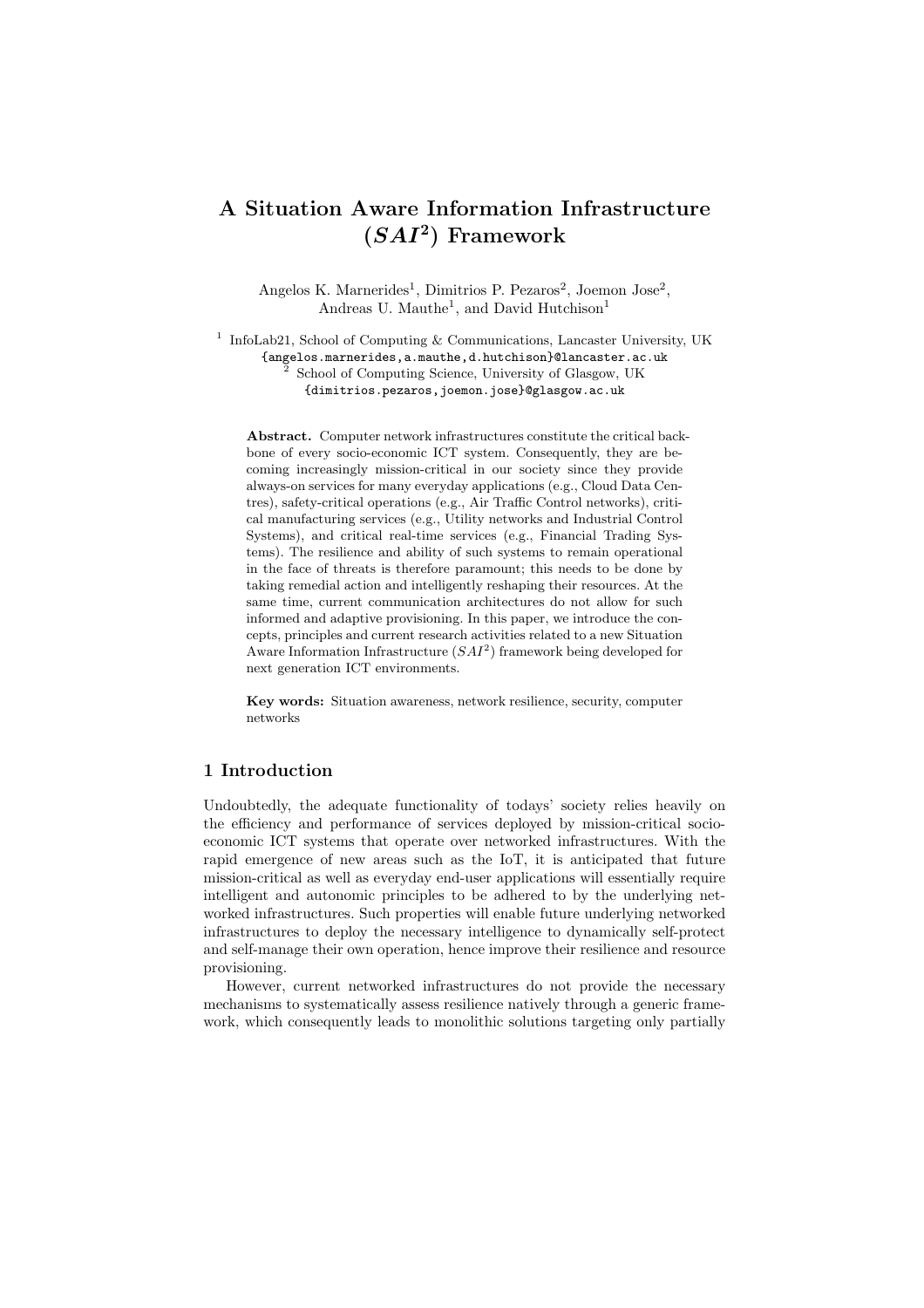# A Situation Aware Information Infrastructure ($SAI^2$) Framework

Angelos K. Marnerides[1], Dimitrios P. Pezaros[2], Joemon Jose[2], Andreas U. Mauthe[1], and David Hutchison[1]

[1] InfoLab21, School of Computing & Communications, Lancaster University, UK
{angelos.marnerides,a.mauthe,d.hutchison}@lancaster.ac.uk
[2] School of Computing Science, University of Glasgow, UK
{dimitrios.pezaros,joemon.jose}@glasgow.ac.uk

**Abstract.** Computer network infrastructures constitute the critical backbone of every socio-economic ICT system. Consequently, they are becoming increasingly mission-critical in our society since they provide always-on services for many everyday applications (e.g., Cloud Data Centres), safety-critical operations (e.g., Air Traffic Control networks), critical manufacturing services (e.g., Utility networks and Industrial Control Systems), and critical real-time services (e.g., Financial Trading Systems). The resilience and ability of such systems to remain operational in the face of threats is therefore paramount; this needs to be done by taking remedial action and intelligently reshaping their resources. At the same time, current communication architectures do not allow for such informed and adaptive provisioning. In this paper, we introduce the concepts, principles and current research activities related to a new Situation Aware Information Infrastructure ($SAI^2$) framework being developed for next generation ICT environments.

**Key words:** Situation awareness, network resilience, security, computer networks

## 1 Introduction

Undoubtedly, the adequate functionality of todays' society relies heavily on the efficiency and performance of services deployed by mission-critical socio-economic ICT systems that operate over networked infrastructures. With the rapid emergence of new areas such as the IoT, it is anticipated that future mission-critical as well as everyday end-user applications will essentially require intelligent and autonomic principles to be adhered to by the underlying networked infrastructures. Such properties will enable future underlying networked infrastructures to deploy the necessary intelligence to dynamically self-protect and self-manage their own operation, hence improve their resilience and resource provisioning.

However, current networked infrastructures do not provide the necessary mechanisms to systematically assess resilience natively through a generic framework, which consequently leads to monolithic solutions targeting only partially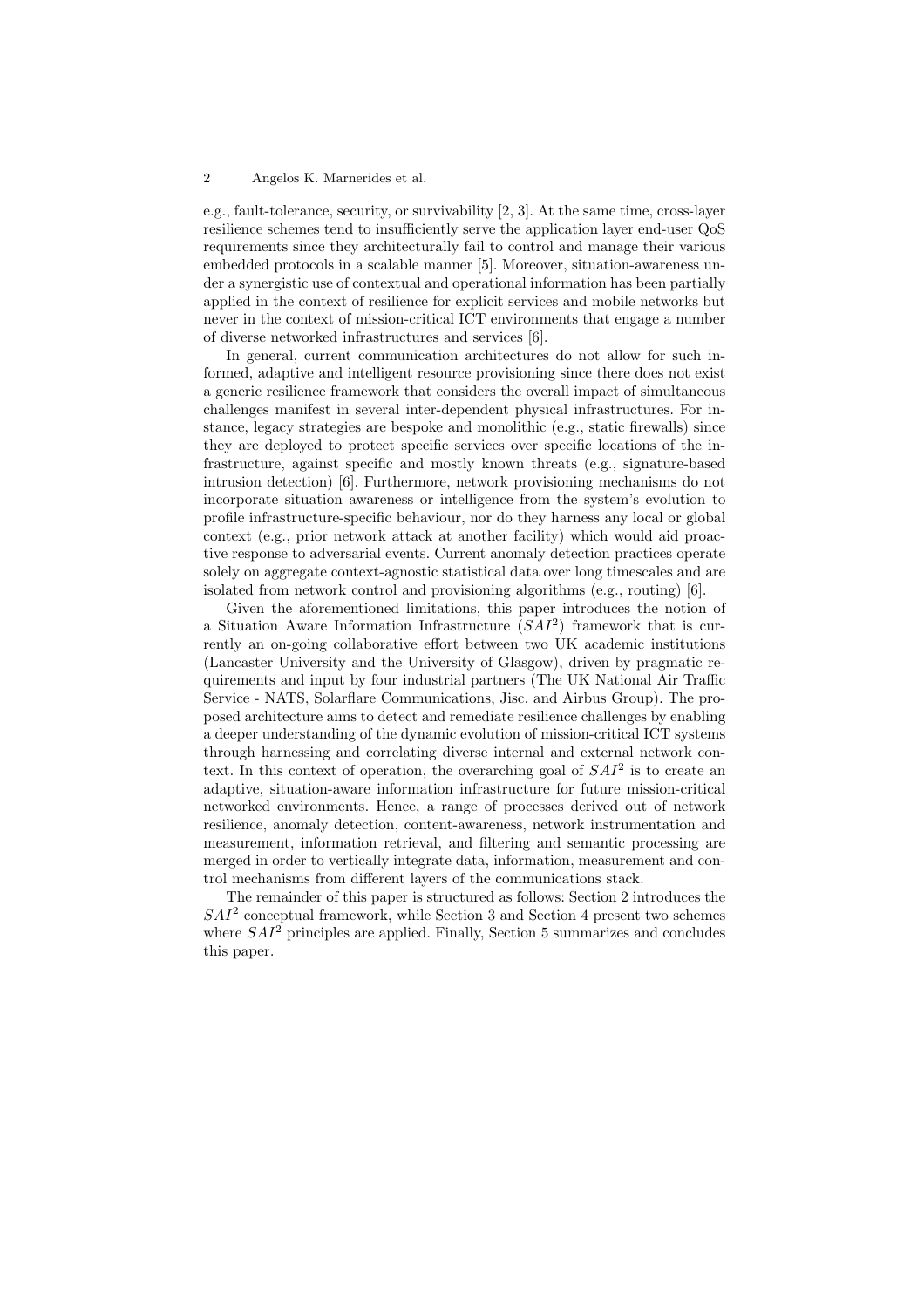e.g., fault-tolerance, security, or survivability [2, 3]. At the same time, cross-layer resilience schemes tend to insufficiently serve the application layer end-user QoS requirements since they architecturally fail to control and manage their various embedded protocols in a scalable manner [5]. Moreover, situation-awareness under a synergistic use of contextual and operational information has been partially applied in the context of resilience for explicit services and mobile networks but never in the context of mission-critical ICT environments that engage a number of diverse networked infrastructures and services [6].

In general, current communication architectures do not allow for such informed, adaptive and intelligent resource provisioning since there does not exist a generic resilience framework that considers the overall impact of simultaneous challenges manifest in several inter-dependent physical infrastructures. For instance, legacy strategies are bespoke and monolithic (e.g., static firewalls) since they are deployed to protect specific services over specific locations of the infrastructure, against specific and mostly known threats (e.g., signature-based intrusion detection) [6]. Furthermore, network provisioning mechanisms do not incorporate situation awareness or intelligence from the system's evolution to profile infrastructure-specific behaviour, nor do they harness any local or global context (e.g., prior network attack at another facility) which would aid proactive response to adversarial events. Current anomaly detection practices operate solely on aggregate context-agnostic statistical data over long timescales and are isolated from network control and provisioning algorithms (e.g., routing) [6].

Given the aforementioned limitations, this paper introduces the notion of a Situation Aware Information Infrastructure ($SAI^2$) framework that is currently an on-going collaborative effort between two UK academic institutions (Lancaster University and the University of Glasgow), driven by pragmatic requirements and input by four industrial partners (The UK National Air Traffic Service - NATS, Solarflare Communications, Jisc, and Airbus Group). The proposed architecture aims to detect and remediate resilience challenges by enabling a deeper understanding of the dynamic evolution of mission-critical ICT systems through harnessing and correlating diverse internal and external network context. In this context of operation, the overarching goal of $SAI^2$ is to create an adaptive, situation-aware information infrastructure for future mission-critical networked environments. Hence, a range of processes derived out of network resilience, anomaly detection, content-awareness, network instrumentation and measurement, information retrieval, and filtering and semantic processing are merged in order to vertically integrate data, information, measurement and control mechanisms from different layers of the communications stack.

The remainder of this paper is structured as follows: Section 2 introduces the $SAI^2$ conceptual framework, while Section 3 and Section 4 present two schemes where $SAI^2$ principles are applied. Finally, Section 5 summarizes and concludes this paper.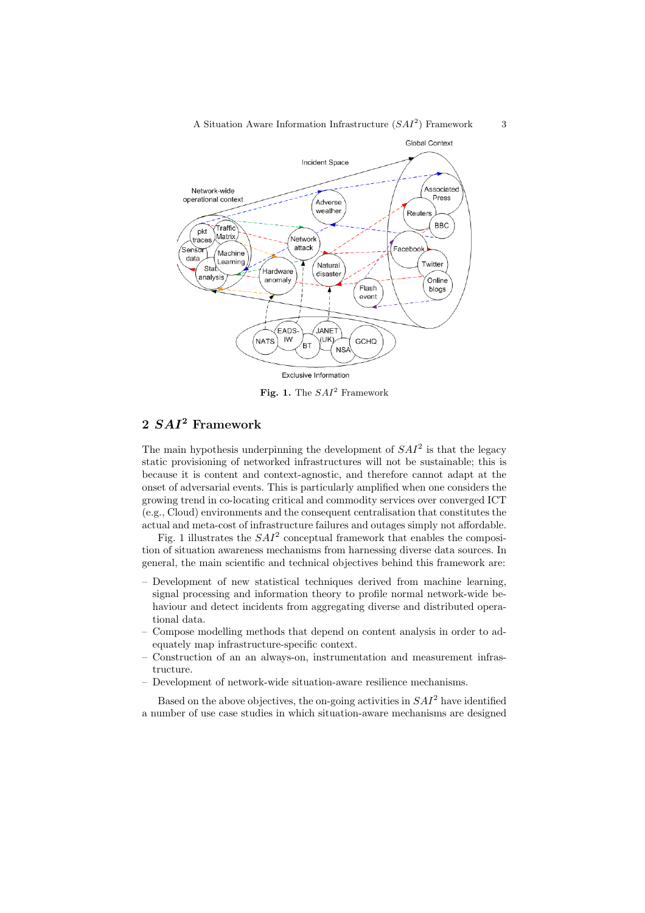Fig. 1. The $SAI^2$ Framework

## 2 $SAI^2$ Framework

The main hypothesis underpinning the development of $SAI^2$ is that the legacy static provisioning of networked infrastructures will not be sustainable; this is because it is content and context-agnostic, and therefore cannot adapt at the onset of adversarial events. This is particularly amplified when one considers the growing trend in co-locating critical and commodity services over converged ICT (e.g., Cloud) environments and the consequent centralisation that constitutes the actual and meta-cost of infrastructure failures and outages simply not affordable.

Fig. 1 illustrates the $SAI^2$ conceptual framework that enables the composition of situation awareness mechanisms from harnessing diverse data sources. In general, the main scientific and technical objectives behind this framework are:

- Development of new statistical techniques derived from machine learning, signal processing and information theory to profile normal network-wide behaviour and detect incidents from aggregating diverse and distributed operational data.
- Compose modelling methods that depend on content analysis in order to adequately map infrastructure-specific context.
- Construction of an an always-on, instrumentation and measurement infrastructure.
- Development of network-wide situation-aware resilience mechanisms.

Based on the above objectives, the on-going activities in $SAI^2$ have identified a number of use case studies in which situation-aware mechanisms are designed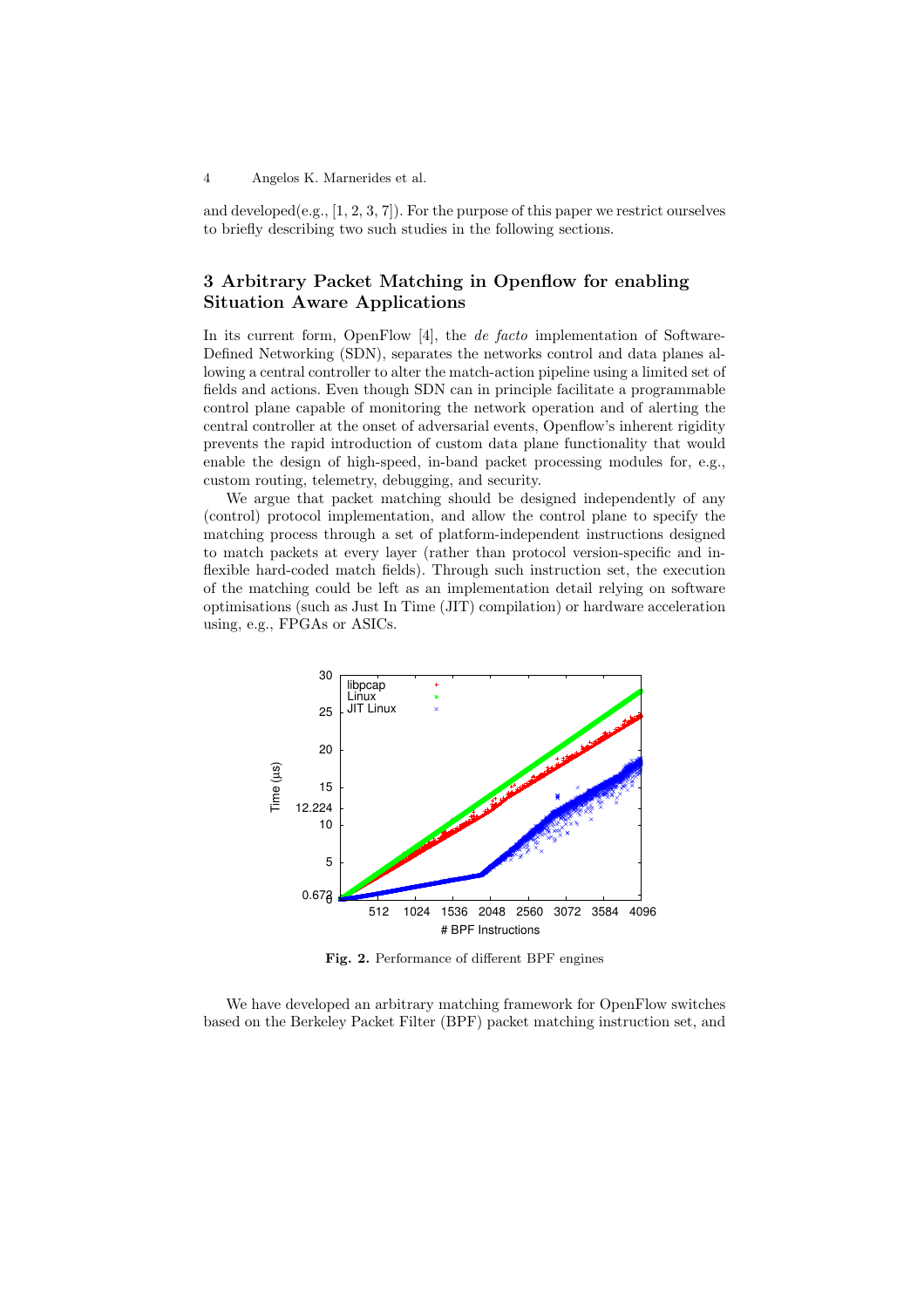and developed(e.g., [1, 2, 3, 7]). For the purpose of this paper we restrict ourselves to briefly describing two such studies in the following sections.

## 3 Arbitrary Packet Matching in Openflow for enabling Situation Aware Applications

In its current form, OpenFlow [4], the *de facto* implementation of Software-Defined Networking (SDN), separates the networks control and data planes allowing a central controller to alter the match-action pipeline using a limited set of fields and actions. Even though SDN can in principle facilitate a programmable control plane capable of monitoring the network operation and of alerting the central controller at the onset of adversarial events, Openflow's inherent rigidity prevents the rapid introduction of custom data plane functionality that would enable the design of high-speed, in-band packet processing modules for, e.g., custom routing, telemetry, debugging, and security.

We argue that packet matching should be designed independently of any (control) protocol implementation, and allow the control plane to specify the matching process through a set of platform-independent instructions designed to match packets at every layer (rather than protocol version-specific and inflexible hard-coded match fields). Through such instruction set, the execution of the matching could be left as an implementation detail relying on software optimisations (such as Just In Time (JIT) compilation) or hardware acceleration using, e.g., FPGAs or ASICs.

**Fig. 2.** Performance of different BPF engines

We have developed an arbitrary matching framework for OpenFlow switches based on the Berkeley Packet Filter (BPF) packet matching instruction set, and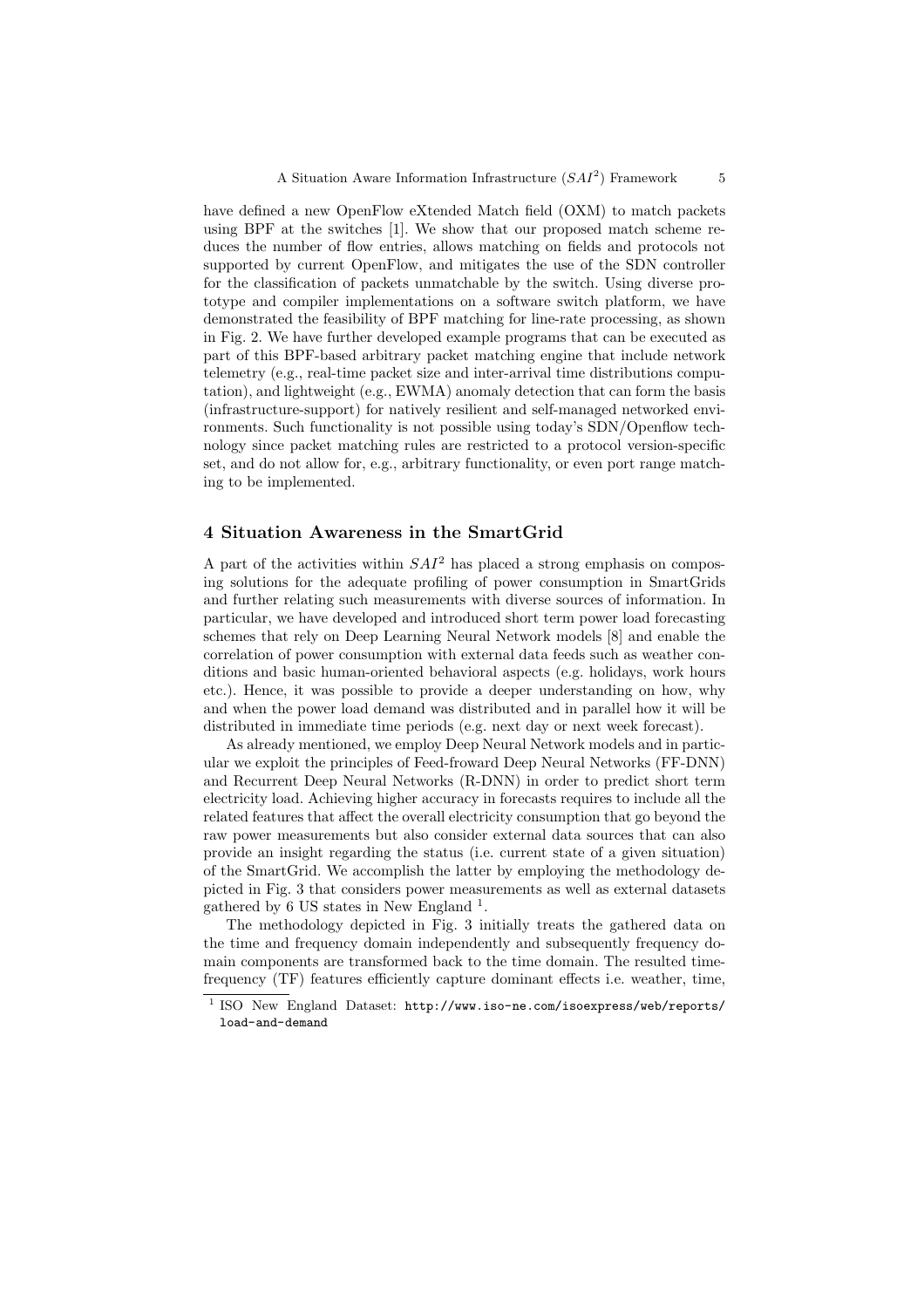have defined a new OpenFlow eXtended Match field (OXM) to match packets using BPF at the switches [1]. We show that our proposed match scheme reduces the number of flow entries, allows matching on fields and protocols not supported by current OpenFlow, and mitigates the use of the SDN controller for the classification of packets unmatchable by the switch. Using diverse prototype and compiler implementations on a software switch platform, we have demonstrated the feasibility of BPF matching for line-rate processing, as shown in Fig. 2. We have further developed example programs that can be executed as part of this BPF-based arbitrary packet matching engine that include network telemetry (e.g., real-time packet size and inter-arrival time distributions computation), and lightweight (e.g., EWMA) anomaly detection that can form the basis (infrastructure-support) for natively resilient and self-managed networked environments. Such functionality is not possible using today's SDN/Openflow technology since packet matching rules are restricted to a protocol version-specific set, and do not allow for, e.g., arbitrary functionality, or even port range matching to be implemented.

## 4 Situation Awareness in the SmartGrid

A part of the activities within $SAI^2$ has placed a strong emphasis on composing solutions for the adequate profiling of power consumption in SmartGrids and further relating such measurements with diverse sources of information. In particular, we have developed and introduced short term power load forecasting schemes that rely on Deep Learning Neural Network models [8] and enable the correlation of power consumption with external data feeds such as weather conditions and basic human-oriented behavioral aspects (e.g. holidays, work hours etc.). Hence, it was possible to provide a deeper understanding on how, why and when the power load demand was distributed and in parallel how it will be distributed in immediate time periods (e.g. next day or next week forecast).

As already mentioned, we employ Deep Neural Network models and in particular we exploit the principles of Feed-froward Deep Neural Networks (FF-DNN) and Recurrent Deep Neural Networks (R-DNN) in order to predict short term electricity load. Achieving higher accuracy in forecasts requires to include all the related features that affect the overall electricity consumption that go beyond the raw power measurements but also consider external data sources that can also provide an insight regarding the status (i.e. current state of a given situation) of the SmartGrid. We accomplish the latter by employing the methodology depicted in Fig. 3 that considers power measurements as well as external datasets gathered by 6 US states in New England [1].

The methodology depicted in Fig. 3 initially treats the gathered data on the time and frequency domain independently and subsequently frequency domain components are transformed back to the time domain. The resulted time-frequency (TF) features efficiently capture dominant effects i.e. weather, time,

[1] ISO New England Dataset: http://www.iso-ne.com/isoexpress/web/reports/load-and-demand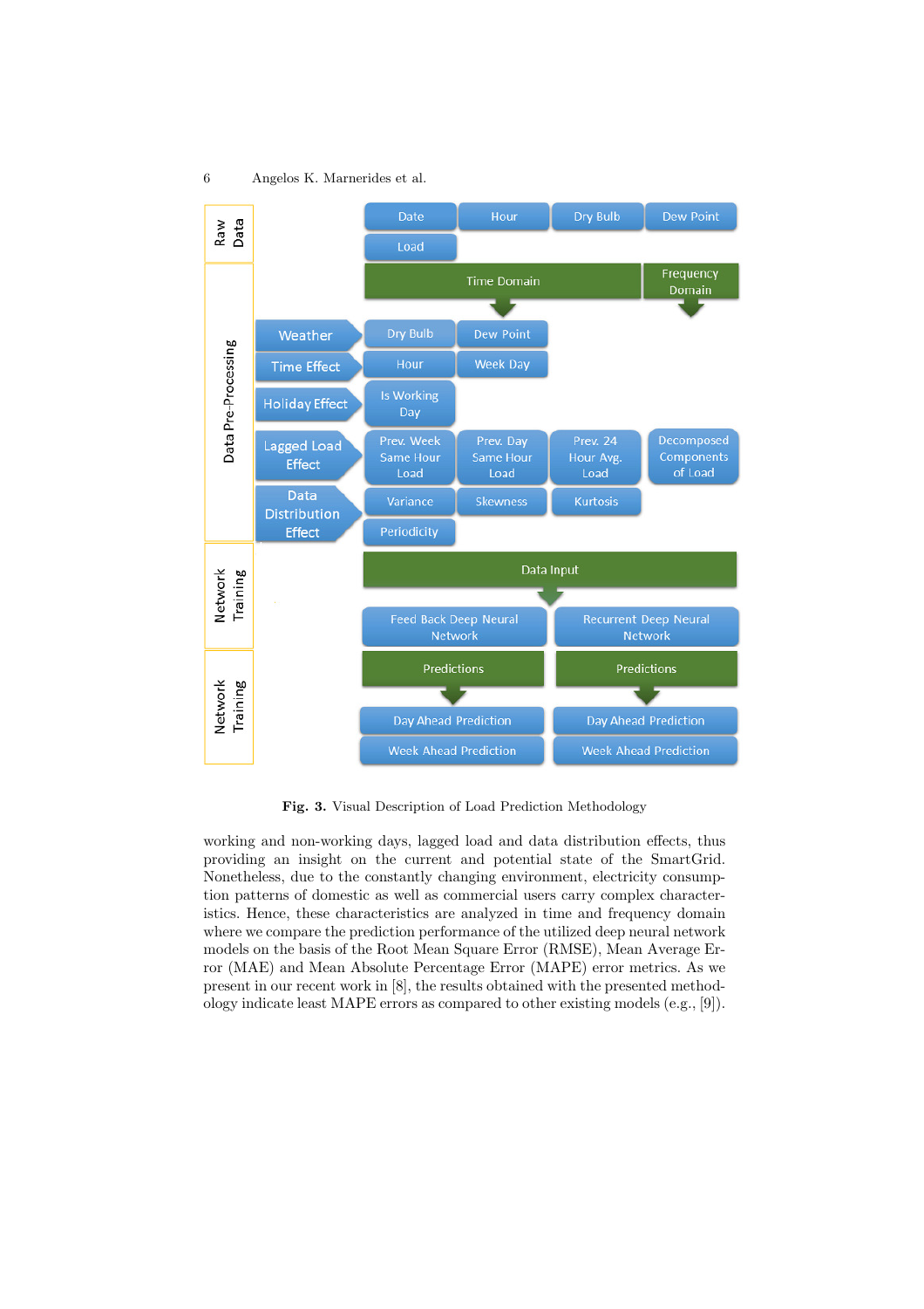Fig. 3. Visual Description of Load Prediction Methodology

working and non-working days, lagged load and data distribution effects, thus providing an insight on the current and potential state of the SmartGrid. Nonetheless, due to the constantly changing environment, electricity consumption patterns of domestic as well as commercial users carry complex characteristics. Hence, these characteristics are analyzed in time and frequency domain where we compare the prediction performance of the utilized deep neural network models on the basis of the Root Mean Square Error (RMSE), Mean Average Error (MAE) and Mean Absolute Percentage Error (MAPE) error metrics. As we present in our recent work in [8], the results obtained with the presented methodology indicate least MAPE errors as compared to other existing models (e.g., [9]).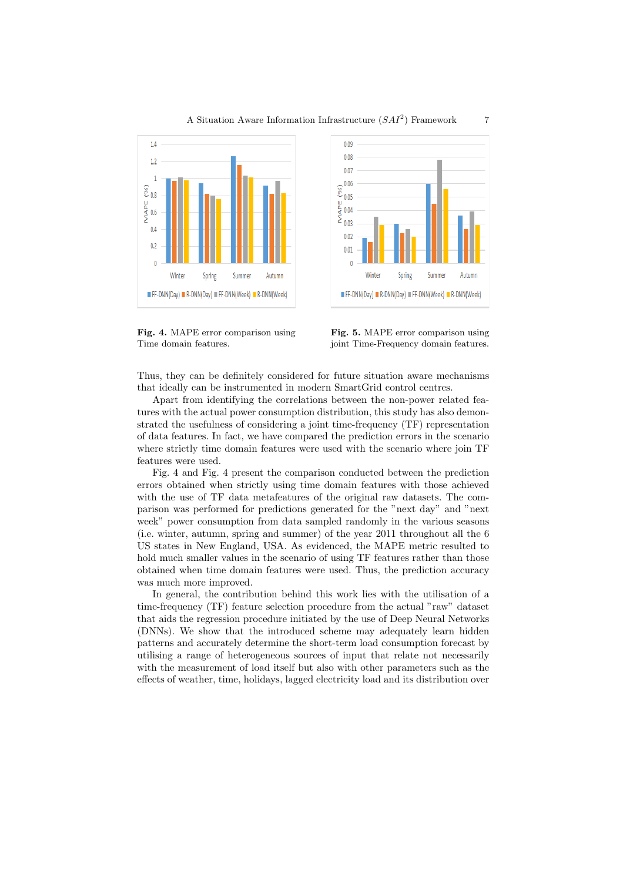**Fig. 4.** MAPE error comparison using Time domain features.

**Fig. 5.** MAPE error comparison using joint Time-Frequency domain features.

Thus, they can be definitely considered for future situation aware mechanisms that ideally can be instrumented in modern SmartGrid control centres.

Apart from identifying the correlations between the non-power related features with the actual power consumption distribution, this study has also demonstrated the usefulness of considering a joint time-frequency (TF) representation of data features. In fact, we have compared the prediction errors in the scenario where strictly time domain features were used with the scenario where join TF features were used.

Fig. 4 and Fig. 4 present the comparison conducted between the prediction errors obtained when strictly using time domain features with those achieved with the use of TF data metafeatures of the original raw datasets. The comparison was performed for predictions generated for the "next day" and "next week" power consumption from data sampled randomly in the various seasons (i.e. winter, autumn, spring and summer) of the year 2011 throughout all the 6 US states in New England, USA. As evidenced, the MAPE metric resulted to hold much smaller values in the scenario of using TF features rather than those obtained when time domain features were used. Thus, the prediction accuracy was much more improved.

In general, the contribution behind this work lies with the utilisation of a time-frequency (TF) feature selection procedure from the actual "raw" dataset that aids the regression procedure initiated by the use of Deep Neural Networks (DNNs). We show that the introduced scheme may adequately learn hidden patterns and accurately determine the short-term load consumption forecast by utilising a range of heterogeneous sources of input that relate not necessarily with the measurement of load itself but also with other parameters such as the effects of weather, time, holidays, lagged electricity load and its distribution over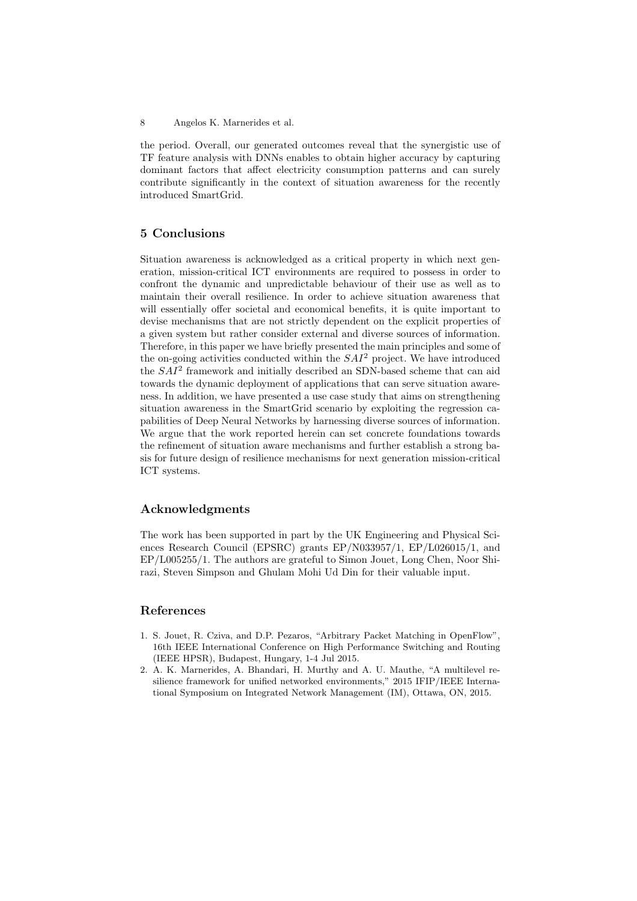the period. Overall, our generated outcomes reveal that the synergistic use of TF feature analysis with DNNs enables to obtain higher accuracy by capturing dominant factors that affect electricity consumption patterns and can surely contribute significantly in the context of situation awareness for the recently introduced SmartGrid.

## 5 Conclusions

Situation awareness is acknowledged as a critical property in which next generation, mission-critical ICT environments are required to possess in order to confront the dynamic and unpredictable behaviour of their use as well as to maintain their overall resilience. In order to achieve situation awareness that will essentially offer societal and economical benefits, it is quite important to devise mechanisms that are not strictly dependent on the explicit properties of a given system but rather consider external and diverse sources of information. Therefore, in this paper we have briefly presented the main principles and some of the on-going activities conducted within the $SAI^2$ project. We have introduced the $SAI^2$ framework and initially described an SDN-based scheme that can aid towards the dynamic deployment of applications that can serve situation awareness. In addition, we have presented a use case study that aims on strengthening situation awareness in the SmartGrid scenario by exploiting the regression capabilities of Deep Neural Networks by harnessing diverse sources of information. We argue that the work reported herein can set concrete foundations towards the refinement of situation aware mechanisms and further establish a strong basis for future design of resilience mechanisms for next generation mission-critical ICT systems.

## Acknowledgments

The work has been supported in part by the UK Engineering and Physical Sciences Research Council (EPSRC) grants EP/N033957/1, EP/L026015/1, and EP/L005255/1. The authors are grateful to Simon Jouet, Long Chen, Noor Shirazi, Steven Simpson and Ghulam Mohi Ud Din for their valuable input.

## References

1. S. Jouet, R. Cziva, and D.P. Pezaros, "Arbitrary Packet Matching in OpenFlow", 16th IEEE International Conference on High Performance Switching and Routing (IEEE HPSR), Budapest, Hungary, 1-4 Jul 2015.
2. A. K. Marnerides, A. Bhandari, H. Murthy and A. U. Mauthe, "A multilevel resilience framework for unified networked environments," 2015 IFIP/IEEE International Symposium on Integrated Network Management (IM), Ottawa, ON, 2015.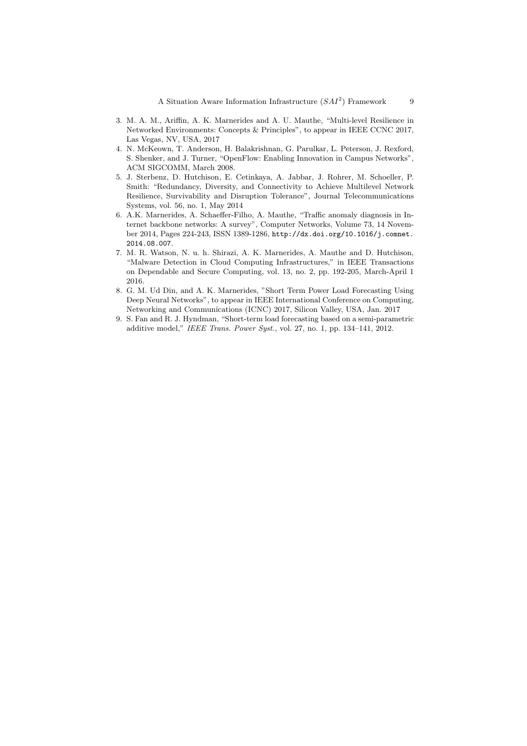3. M. A. M., Ariffin, A. K. Marnerides and A. U. Mauthe, "Multi-level Resilience in Networked Environments: Concepts & Principles", to appear in IEEE CCNC 2017, Las Vegas, NV, USA, 2017
4. N. McKeown, T. Anderson, H. Balakrishnan, G. Parulkar, L. Peterson, J. Rexford, S. Shenker, and J. Turner, "OpenFlow: Enabling Innovation in Campus Networks", ACM SIGCOMM, March 2008.
5. J. Sterbenz, D. Hutchison, E. Cetinkaya, A. Jabbar, J. Rohrer, M. Schoeller, P. Smith: "Redundancy, Diversity, and Connectivity to Achieve Multilevel Network Resilience, Survivability and Disruption Tolerance", Journal Telecommunications Systems, vol. 56, no. 1, May 2014
6. A.K. Marnerides, A. Schaeffer-Filho, A. Mauthe, "Traffic anomaly diagnosis in Internet backbone networks: A survey", Computer Networks, Volume 73, 14 November 2014, Pages 224-243, ISSN 1389-1286, `http://dx.doi.org/10.1016/j.comnet.2014.08.007`.
7. M. R. Watson, N. u. h. Shirazi, A. K. Marnerides, A. Mauthe and D. Hutchison, "Malware Detection in Cloud Computing Infrastructures," in IEEE Transactions on Dependable and Secure Computing, vol. 13, no. 2, pp. 192-205, March-April 1 2016.
8. G. M. Ud Din, and A. K. Marnerides, "Short Term Power Load Forecasting Using Deep Neural Networks", to appear in IEEE International Conference on Computing, Networking and Communications (ICNC) 2017, Silicon Valley, USA, Jan. 2017
9. S. Fan and R. J. Hyndman, "Short-term load forecasting based on a semi-parametric additive model," *IEEE Trans. Power Syst.*, vol. 27, no. 1, pp. 134–141, 2012.